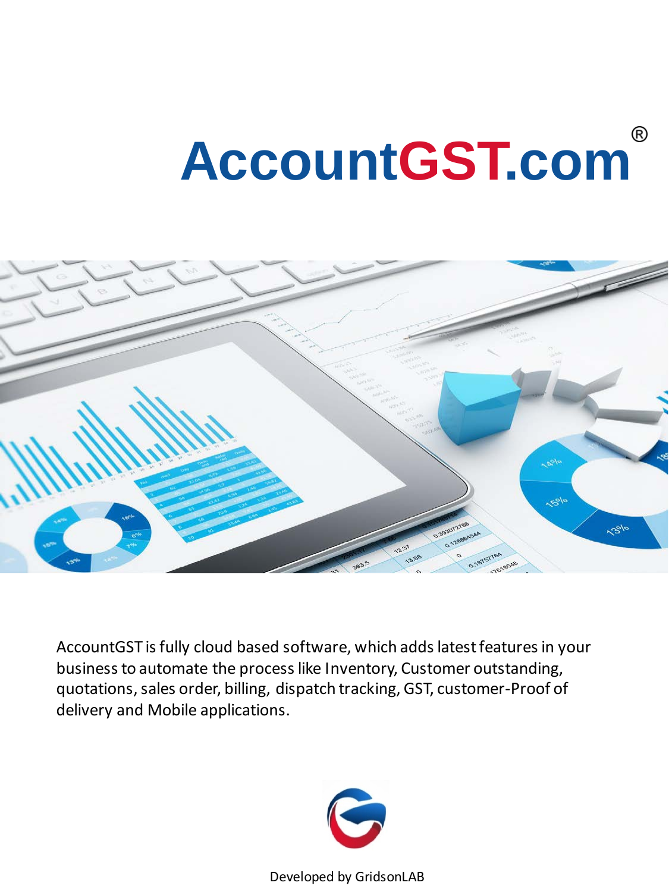# AccountGST.com®

AccountGST is fully cloud based software, which adds latest features in your business to automate the process like Inventory, Customer outstanding, quotations, sales order, billing, dispatch tracking, GST, customer-Proof of delivery and Mobile applications.

Developed by GridsonLAB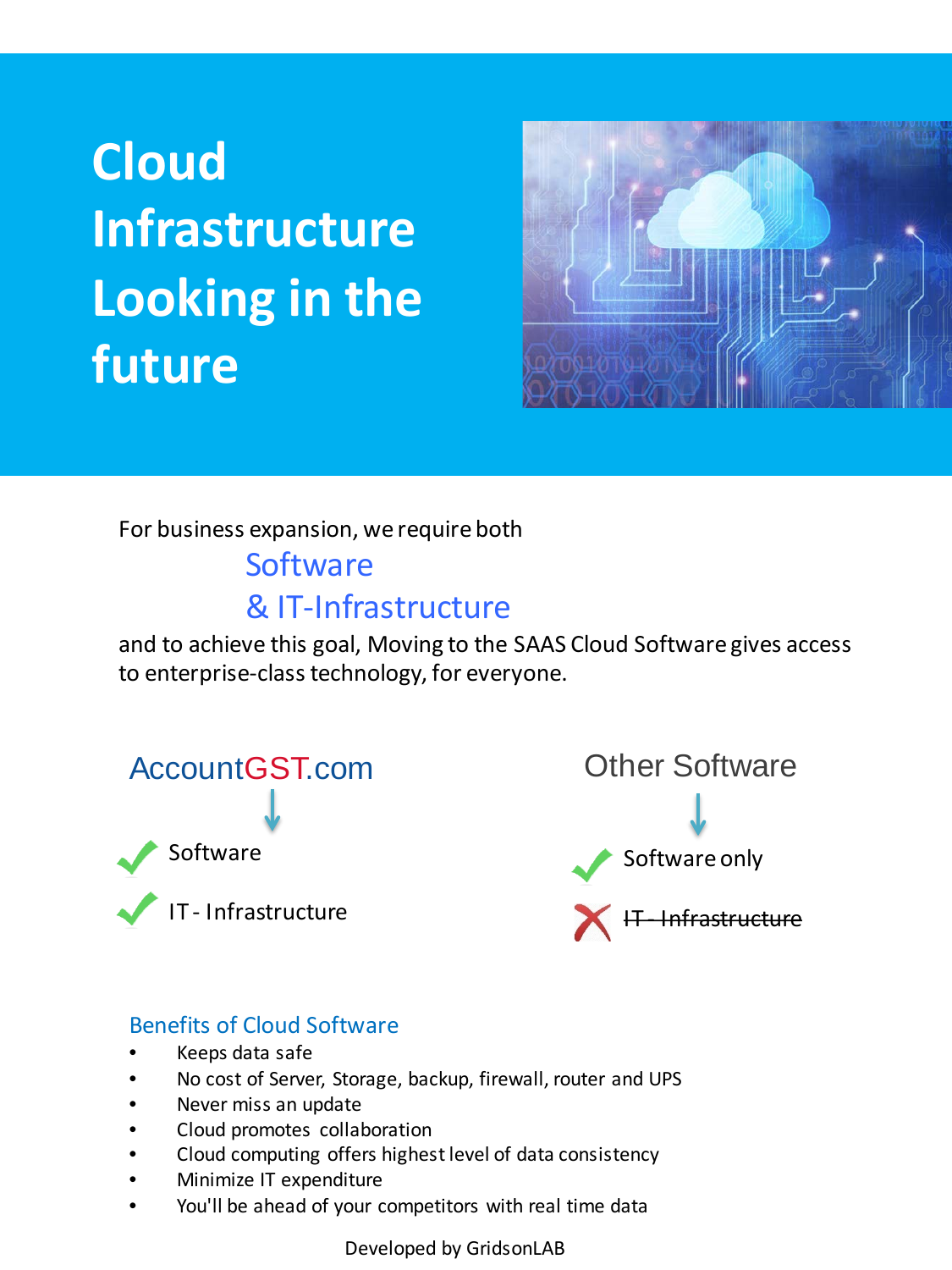# Cloud Infrastructure Looking in the future

For business expansion, we require both

Software
& IT-Infrastructure

and to achieve this goal, Moving to the SAAS Cloud Software gives access to enterprise-class technology, for everyone.

**AccountGST.com**

↓

- ✔ Software
- ✔ IT - Infrastructure

**Other Software**

↓

- ✔ Software only
- ✘ ~~IT - Infrastructure~~

### Benefits of Cloud Software

- Keeps data safe
- No cost of Server, Storage, backup, firewall, router and UPS
- Never miss an update
- Cloud promotes collaboration
- Cloud computing offers highest level of data consistency
- Minimize IT expenditure
- You'll be ahead of your competitors with real time data

Developed by GridsonLAB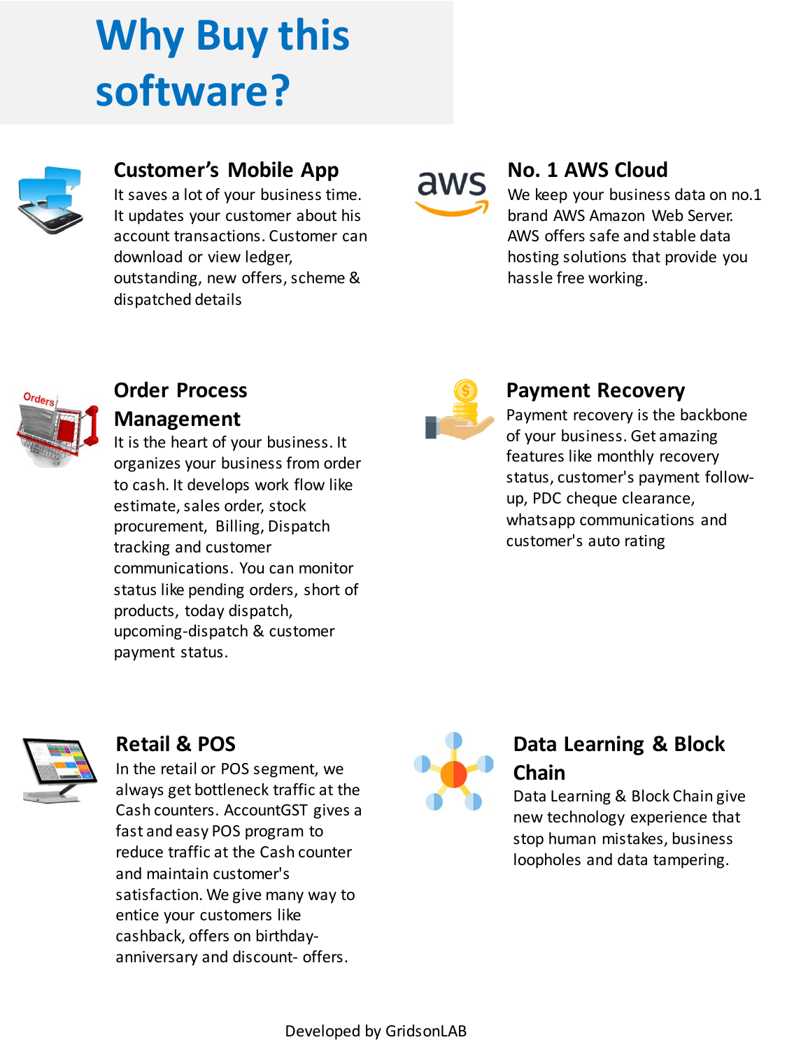# Why Buy this software?

## Customer's Mobile App

It saves a lot of your business time. It updates your customer about his account transactions. Customer can download or view ledger, outstanding, new offers, scheme & dispatched details

## No. 1 AWS Cloud

We keep your business data on no.1 brand AWS Amazon Web Server. AWS offers safe and stable data hosting solutions that provide you hassle free working.

## Order Process Management

It is the heart of your business. It organizes your business from order to cash. It develops work flow like estimate, sales order, stock procurement, Billing, Dispatch tracking and customer communications. You can monitor status like pending orders, short of products, today dispatch, upcoming-dispatch & customer payment status.

## Payment Recovery

Payment recovery is the backbone of your business. Get amazing features like monthly recovery status, customer's payment follow-up, PDC cheque clearance, whatsapp communications and customer's auto rating

## Retail & POS

In the retail or POS segment, we always get bottleneck traffic at the Cash counters. AccountGST gives a fast and easy POS program to reduce traffic at the Cash counter and maintain customer's satisfaction. We give many way to entice your customers like cashback, offers on birthday-anniversary and discount- offers.

## Data Learning & Block Chain

Data Learning & Block Chain give new technology experience that stop human mistakes, business loopholes and data tampering.

Developed by GridsonLAB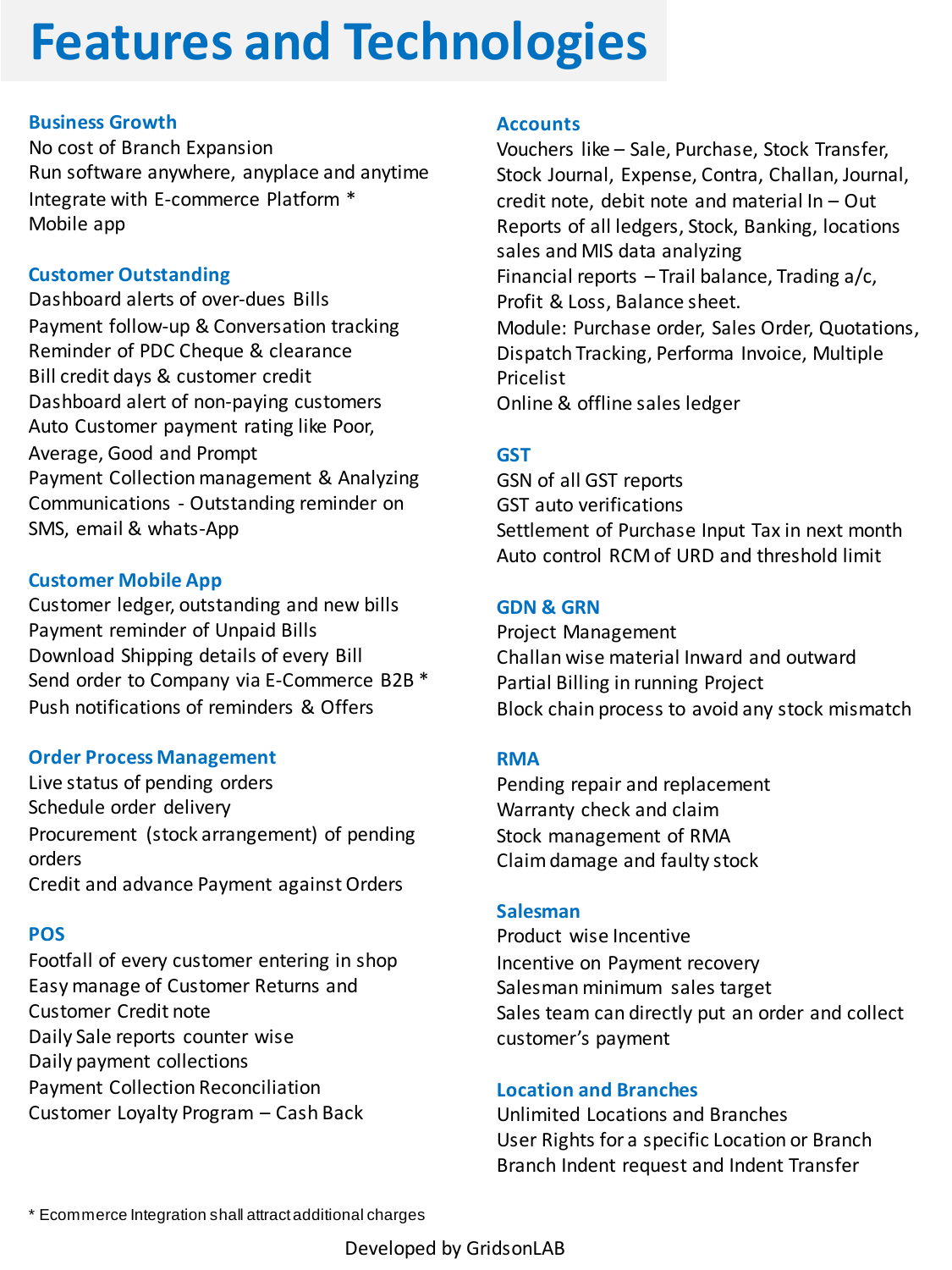# Features and Technologies

## Business Growth

No cost of Branch Expansion
Run software anywhere, anyplace and anytime
Integrate with E-commerce Platform *
Mobile app

## Customer Outstanding

Dashboard alerts of over-dues Bills
Payment follow-up & Conversation tracking
Reminder of PDC Cheque & clearance
Bill credit days & customer credit
Dashboard alert of non-paying customers
Auto Customer payment rating like Poor, Average, Good and Prompt
Payment Collection management & Analyzing
Communications - Outstanding reminder on SMS, email & whats-App

## Customer Mobile App

Customer ledger, outstanding and new bills
Payment reminder of Unpaid Bills
Download Shipping details of every Bill
Send order to Company via E-Commerce B2B *
Push notifications of reminders & Offers

## Order Process Management

Live status of pending orders
Schedule order delivery
Procurement (stock arrangement) of pending orders
Credit and advance Payment against Orders

## POS

Footfall of every customer entering in shop
Easy manage of Customer Returns and Customer Credit note
Daily Sale reports counter wise
Daily payment collections
Payment Collection Reconciliation
Customer Loyalty Program – Cash Back

## Accounts

Vouchers like – Sale, Purchase, Stock Transfer, Stock Journal, Expense, Contra, Challan, Journal, credit note, debit note and material In – Out
Reports of all ledgers, Stock, Banking, locations sales and MIS data analyzing
Financial reports – Trail balance, Trading a/c, Profit & Loss, Balance sheet.
Module: Purchase order, Sales Order, Quotations, Dispatch Tracking, Performa Invoice, Multiple Pricelist
Online & offline sales ledger

## GST

GSN of all GST reports
GST auto verifications
Settlement of Purchase Input Tax in next month
Auto control RCM of URD and threshold limit

## GDN & GRN

Project Management
Challan wise material Inward and outward
Partial Billing in running Project
Block chain process to avoid any stock mismatch

## RMA

Pending repair and replacement
Warranty check and claim
Stock management of RMA
Claim damage and faulty stock

## Salesman

Product wise Incentive
Incentive on Payment recovery
Salesman minimum sales target
Sales team can directly put an order and collect customer's payment

## Location and Branches

Unlimited Locations and Branches
User Rights for a specific Location or Branch
Branch Indent request and Indent Transfer

* Ecommerce Integration shall attract additional charges

Developed by GridsonLAB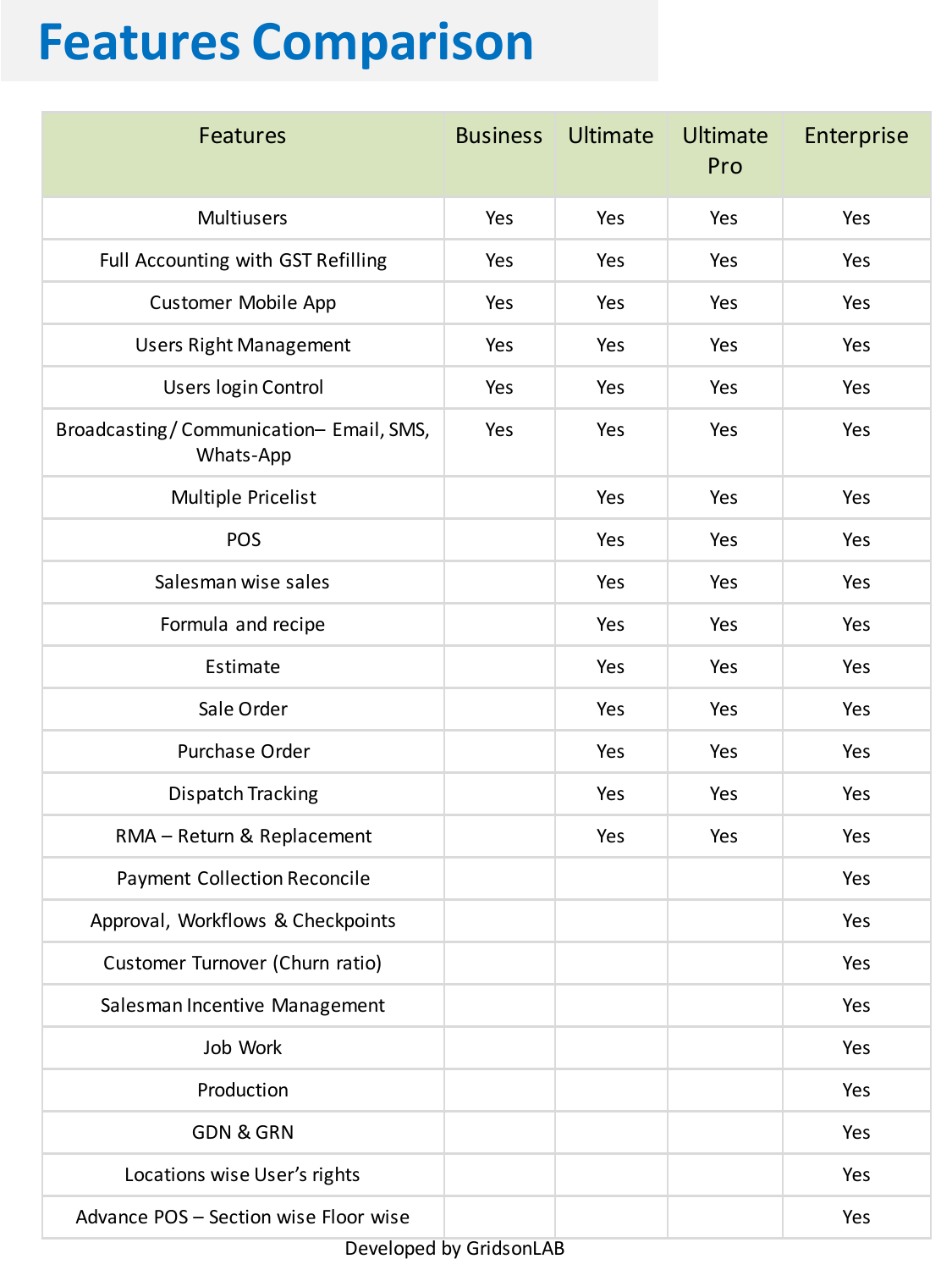# Features Comparison

| Features | Business | Ultimate | Ultimate Pro | Enterprise |
|---|---|---|---|---|
| Multiusers | Yes | Yes | Yes | Yes |
| Full Accounting with GST Refilling | Yes | Yes | Yes | Yes |
| Customer Mobile App | Yes | Yes | Yes | Yes |
| Users Right Management | Yes | Yes | Yes | Yes |
| Users login Control | Yes | Yes | Yes | Yes |
| Broadcasting / Communication– Email, SMS, Whats-App | Yes | Yes | Yes | Yes |
| Multiple Pricelist | | Yes | Yes | Yes |
| POS | | Yes | Yes | Yes |
| Salesman wise sales | | Yes | Yes | Yes |
| Formula and recipe | | Yes | Yes | Yes |
| Estimate | | Yes | Yes | Yes |
| Sale Order | | Yes | Yes | Yes |
| Purchase Order | | Yes | Yes | Yes |
| Dispatch Tracking | | Yes | Yes | Yes |
| RMA – Return & Replacement | | Yes | Yes | Yes |
| Payment Collection Reconcile | | | | Yes |
| Approval, Workflows & Checkpoints | | | | Yes |
| Customer Turnover (Churn ratio) | | | | Yes |
| Salesman Incentive Management | | | | Yes |
| Job Work | | | | Yes |
| Production | | | | Yes |
| GDN & GRN | | | | Yes |
| Locations wise User's rights | | | | Yes |
| Advance POS – Section wise Floor wise | | | | Yes |

Developed by GridsonLAB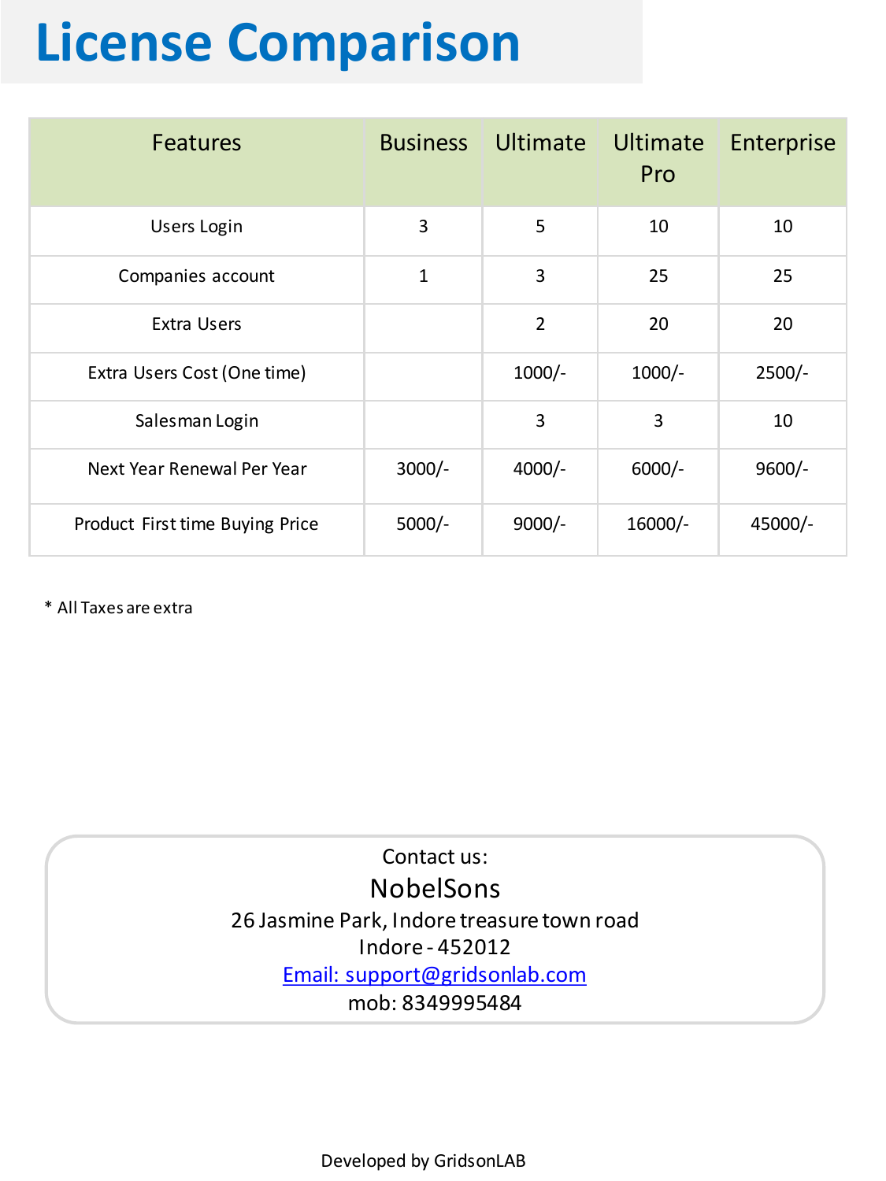# License Comparison

| Features | Business | Ultimate | Ultimate Pro | Enterprise |
|---|---|---|---|---|
| Users Login | 3 | 5 | 10 | 10 |
| Companies account | 1 | 3 | 25 | 25 |
| Extra Users | | 2 | 20 | 20 |
| Extra Users Cost (One time) | | 1000/- | 1000/- | 2500/- |
| Salesman Login | | 3 | 3 | 10 |
| Next Year Renewal Per Year | 3000/- | 4000/- | 6000/- | 9600/- |
| Product First time Buying Price | 5000/- | 9000/- | 16000/- | 45000/- |

* All Taxes are extra

Contact us:

NobelSons

26 Jasmine Park, Indore treasure town road

Indore - 452012

Email: support@gridsonlab.com

mob: 8349995484

Developed by GridsonLAB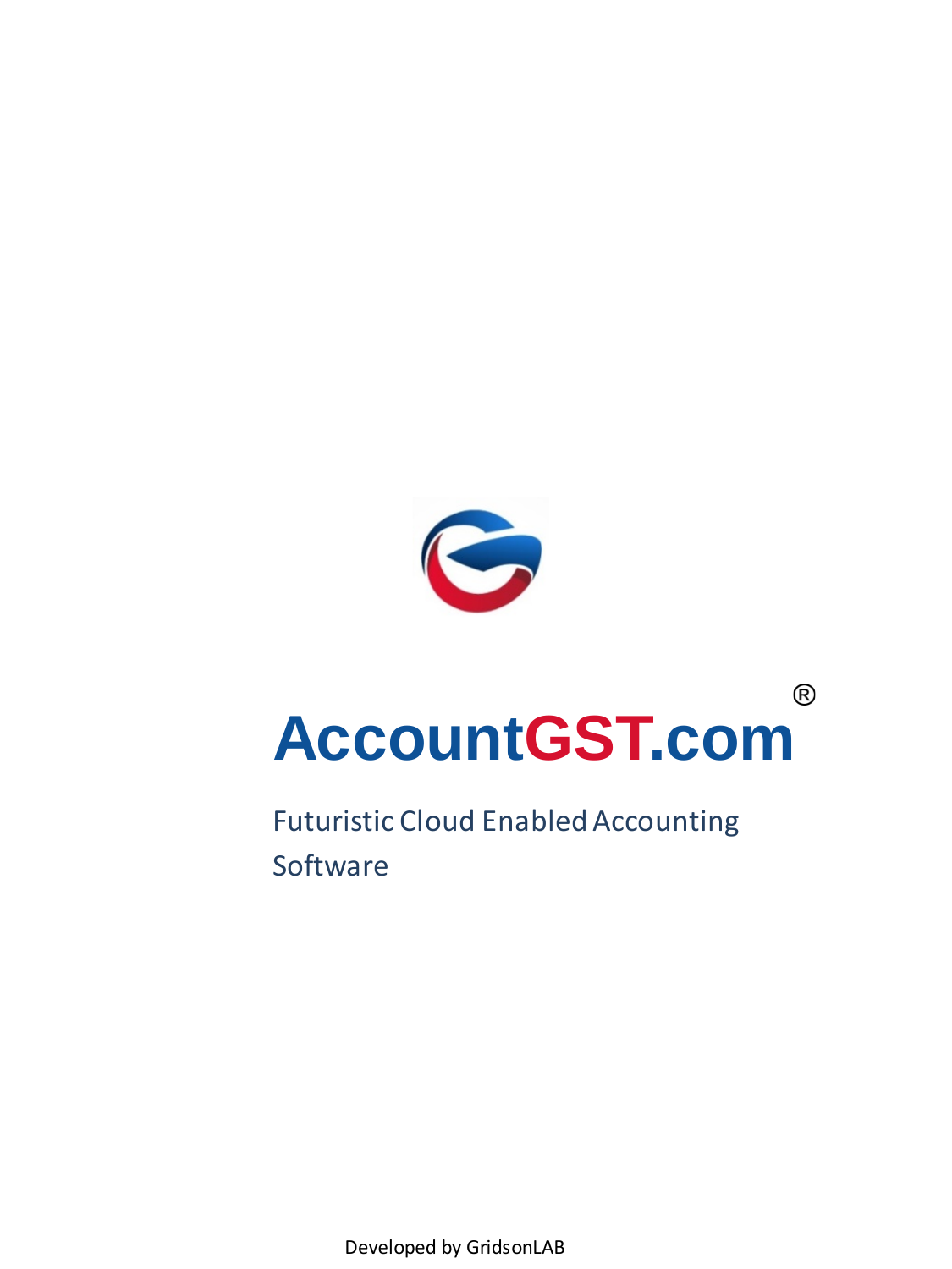# AccountGST.com®

Futuristic Cloud Enabled Accounting Software

Developed by GridsonLAB